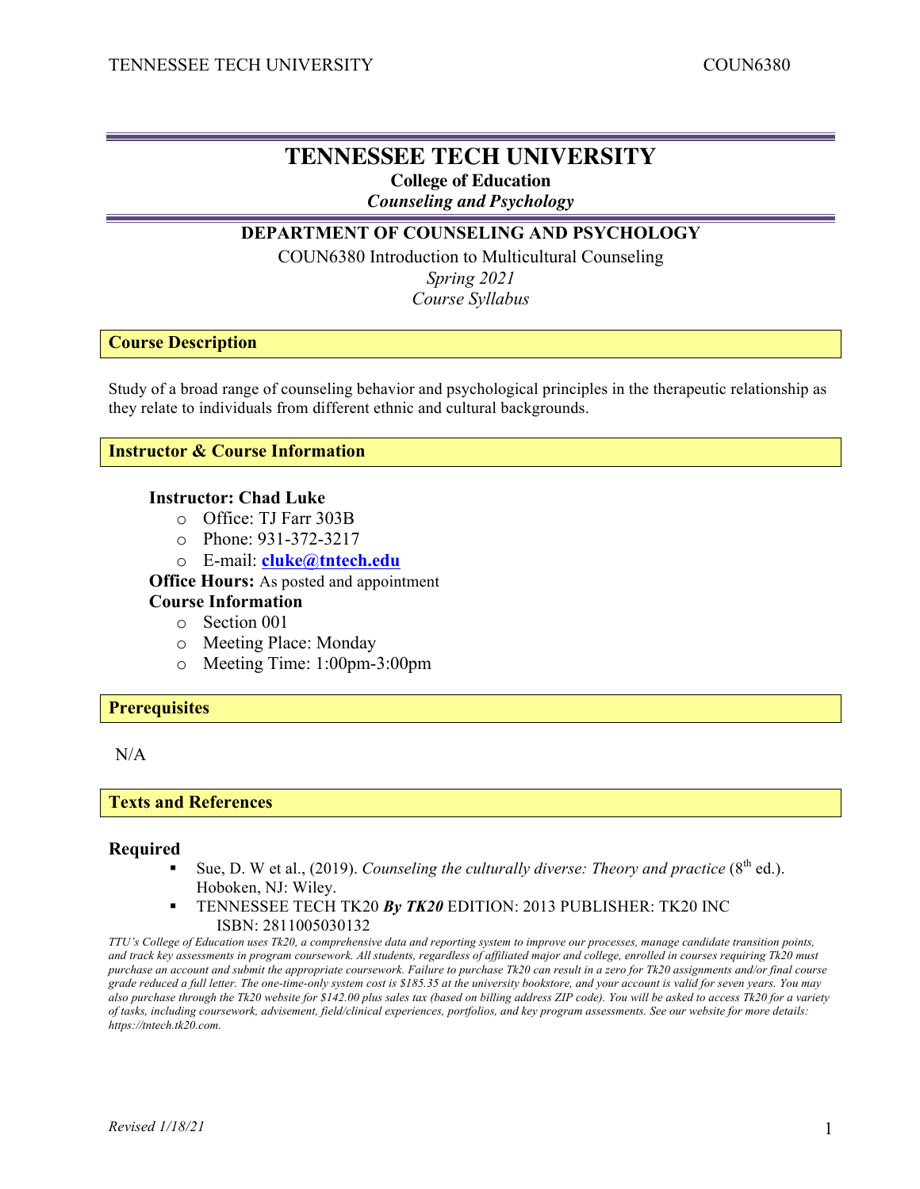# TENNESSEE TECH UNIVERSITY

**College of Education**

***Counseling and Psychology***

## DEPARTMENT OF COUNSELING AND PSYCHOLOGY

COUN6380 Introduction to Multicultural Counseling

*Spring 2021*

*Course Syllabus*

## Course Description

Study of a broad range of counseling behavior and psychological principles in the therapeutic relationship as they relate to individuals from different ethnic and cultural backgrounds.

## Instructor & Course Information

**Instructor: Chad Luke**

- Office: TJ Farr 303B
- Phone: 931-372-3217
- E-mail: **cluke@tntech.edu**

**Office Hours:** As posted and appointment

**Course Information**

- Section 001
- Meeting Place: Monday
- Meeting Time: 1:00pm-3:00pm

## Prerequisites

N/A

## Texts and References

**Required**

- Sue, D. W et al., (2019). *Counseling the culturally diverse: Theory and practice* (8th ed.). Hoboken, NJ: Wiley.
- TENNESSEE TECH TK20 ***By TK20*** EDITION: 2013 PUBLISHER: TK20 INC ISBN: 2811005030132

*TTU's College of Education uses Tk20, a comprehensive data and reporting system to improve our processes, manage candidate transition points, and track key assessments in program coursework. All students, regardless of affiliated major and college, enrolled in courses requiring Tk20 must purchase an account and submit the appropriate coursework. Failure to purchase Tk20 can result in a zero for Tk20 assignments and/or final course grade reduced a full letter. The one-time-only system cost is $185.35 at the university bookstore, and your account is valid for seven years. You may also purchase through the Tk20 website for $142.00 plus sales tax (based on billing address ZIP code). You will be asked to access Tk20 for a variety of tasks, including coursework, advisement, field/clinical experiences, portfolios, and key program assessments. See our website for more details: https://tntech.tk20.com.*

*Revised 1/18/21*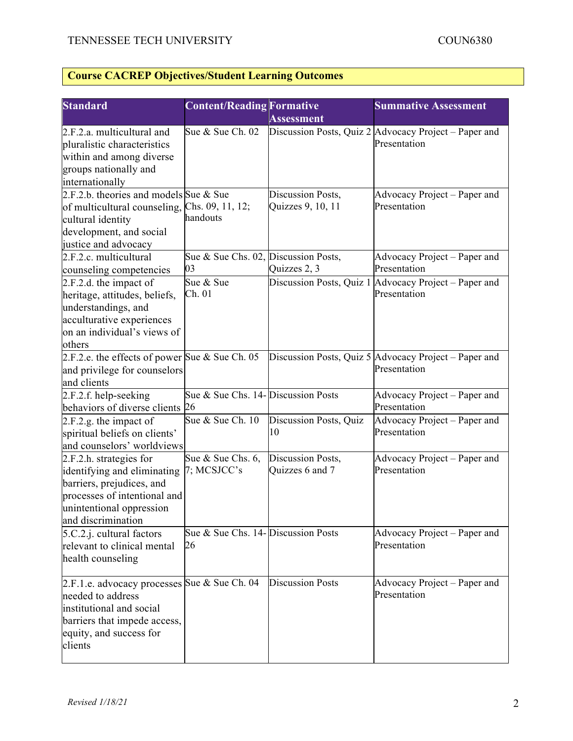## Course CACREP Objectives/Student Learning Outcomes

| Standard | Content/Reading | Formative Assessment | Summative Assessment |
|---|---|---|---|
| 2.F.2.a. multicultural and pluralistic characteristics within and among diverse groups nationally and internationally | Sue & Sue Ch. 02 | Discussion Posts, Quiz 2 | Advocacy Project – Paper and Presentation |
| 2.F.2.b. theories and models of multicultural counseling, cultural identity development, and social justice and advocacy | Sue & Sue Chs. 09, 11, 12; handouts | Discussion Posts, Quizzes 9, 10, 11 | Advocacy Project – Paper and Presentation |
| 2.F.2.c. multicultural counseling competencies | Sue & Sue Chs. 02, 03 | Discussion Posts, Quizzes 2, 3 | Advocacy Project – Paper and Presentation |
| 2.F.2.d. the impact of heritage, attitudes, beliefs, understandings, and acculturative experiences on an individual's views of others | Sue & Sue Ch. 01 | Discussion Posts, Quiz 1 | Advocacy Project – Paper and Presentation |
| 2.F.2.e. the effects of power and privilege for counselors and clients | Sue & Sue Ch. 05 | Discussion Posts, Quiz 5 | Advocacy Project – Paper and Presentation |
| 2.F.2.f. help-seeking behaviors of diverse clients | Sue & Sue Chs. 14-26 | Discussion Posts | Advocacy Project – Paper and Presentation |
| 2.F.2.g. the impact of spiritual beliefs on clients' and counselors' worldviews | Sue & Sue Ch. 10 | Discussion Posts, Quiz 10 | Advocacy Project – Paper and Presentation |
| 2.F.2.h. strategies for identifying and eliminating barriers, prejudices, and processes of intentional and unintentional oppression and discrimination | Sue & Sue Chs. 6, 7; MCSJCC's | Discussion Posts, Quizzes 6 and 7 | Advocacy Project – Paper and Presentation |
| 5.C.2.j. cultural factors relevant to clinical mental health counseling | Sue & Sue Chs. 14-26 | Discussion Posts | Advocacy Project – Paper and Presentation |
| 2.F.1.e. advocacy processes needed to address institutional and social barriers that impede access, equity, and success for clients | Sue & Sue Ch. 04 | Discussion Posts | Advocacy Project – Paper and Presentation |

*Revised 1/18/21*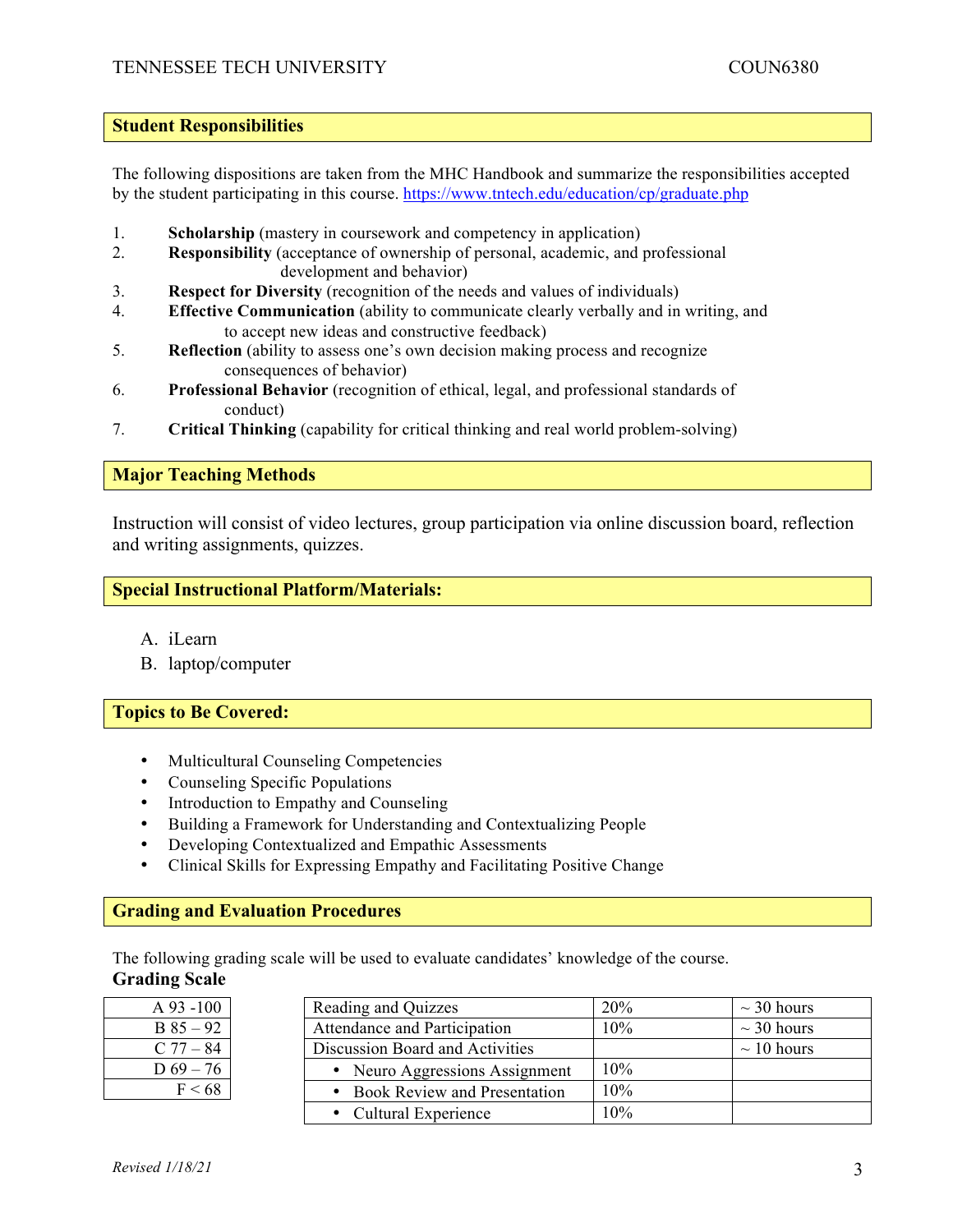## Student Responsibilities

The following dispositions are taken from the MHC Handbook and summarize the responsibilities accepted by the student participating in this course. https://www.tntech.edu/education/cp/graduate.php

1. **Scholarship** (mastery in coursework and competency in application)
2. **Responsibility** (acceptance of ownership of personal, academic, and professional development and behavior)
3. **Respect for Diversity** (recognition of the needs and values of individuals)
4. **Effective Communication** (ability to communicate clearly verbally and in writing, and to accept new ideas and constructive feedback)
5. **Reflection** (ability to assess one's own decision making process and recognize consequences of behavior)
6. **Professional Behavior** (recognition of ethical, legal, and professional standards of conduct)
7. **Critical Thinking** (capability for critical thinking and real world problem-solving)

## Major Teaching Methods

Instruction will consist of video lectures, group participation via online discussion board, reflection and writing assignments, quizzes.

## Special Instructional Platform/Materials:

A. iLearn
B. laptop/computer

## Topics to Be Covered:

- Multicultural Counseling Competencies
- Counseling Specific Populations
- Introduction to Empathy and Counseling
- Building a Framework for Understanding and Contextualizing People
- Developing Contextualized and Empathic Assessments
- Clinical Skills for Expressing Empathy and Facilitating Positive Change

## Grading and Evaluation Procedures

The following grading scale will be used to evaluate candidates' knowledge of the course.

**Grading Scale**

| Grade |
|---|
| A 93 -100 |
| B 85 – 92 |
| C 77 – 84 |
| D 69 – 76 |
| F < 68 |

| Component | Weight | Hours |
|---|---|---|
| Reading and Quizzes | 20% | ~ 30 hours |
| Attendance and Participation | 10% | ~ 30 hours |
| Discussion Board and Activities | | ~ 10 hours |
| • Neuro Aggressions Assignment | 10% | |
| • Book Review and Presentation | 10% | |
| • Cultural Experience | 10% | |

*Revised 1/18/21*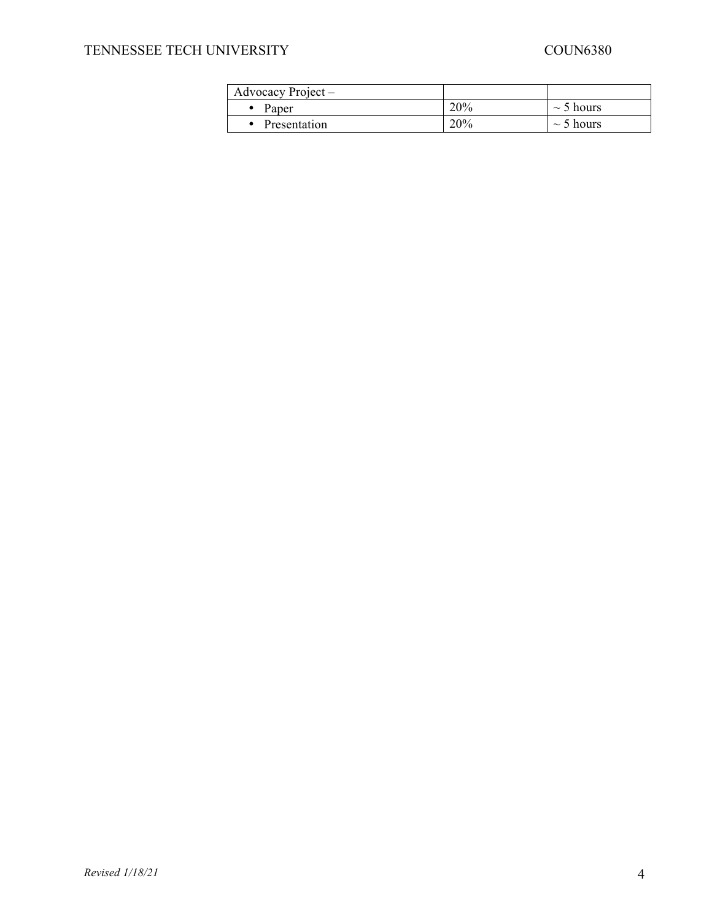| Advocacy Project – | | |
|---|---|---|
| • Paper | 20% | ~ 5 hours |
| • Presentation | 20% | ~ 5 hours |

*Revised 1/18/21*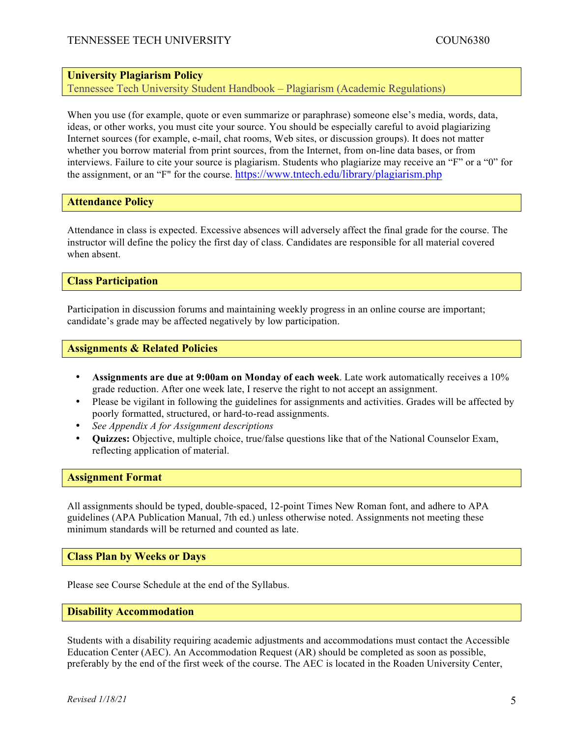## University Plagiarism Policy

Tennessee Tech University Student Handbook – Plagiarism (Academic Regulations)

When you use (for example, quote or even summarize or paraphrase) someone else's media, words, data, ideas, or other works, you must cite your source. You should be especially careful to avoid plagiarizing Internet sources (for example, e-mail, chat rooms, Web sites, or discussion groups). It does not matter whether you borrow material from print sources, from the Internet, from on-line data bases, or from interviews. Failure to cite your source is plagiarism. Students who plagiarize may receive an "F" or a "0" for the assignment, or an "F" for the course. https://www.tntech.edu/library/plagiarism.php

## Attendance Policy

Attendance in class is expected. Excessive absences will adversely affect the final grade for the course. The instructor will define the policy the first day of class. Candidates are responsible for all material covered when absent.

## Class Participation

Participation in discussion forums and maintaining weekly progress in an online course are important; candidate's grade may be affected negatively by low participation.

## Assignments & Related Policies

- **Assignments are due at 9:00am on Monday of each week**. Late work automatically receives a 10% grade reduction. After one week late, I reserve the right to not accept an assignment.
- Please be vigilant in following the guidelines for assignments and activities. Grades will be affected by poorly formatted, structured, or hard-to-read assignments.
- *See Appendix A for Assignment descriptions*
- **Quizzes:** Objective, multiple choice, true/false questions like that of the National Counselor Exam, reflecting application of material.

## Assignment Format

All assignments should be typed, double-spaced, 12-point Times New Roman font, and adhere to APA guidelines (APA Publication Manual, 7th ed.) unless otherwise noted. Assignments not meeting these minimum standards will be returned and counted as late.

## Class Plan by Weeks or Days

Please see Course Schedule at the end of the Syllabus.

## Disability Accommodation

Students with a disability requiring academic adjustments and accommodations must contact the Accessible Education Center (AEC). An Accommodation Request (AR) should be completed as soon as possible, preferably by the end of the first week of the course. The AEC is located in the Roaden University Center,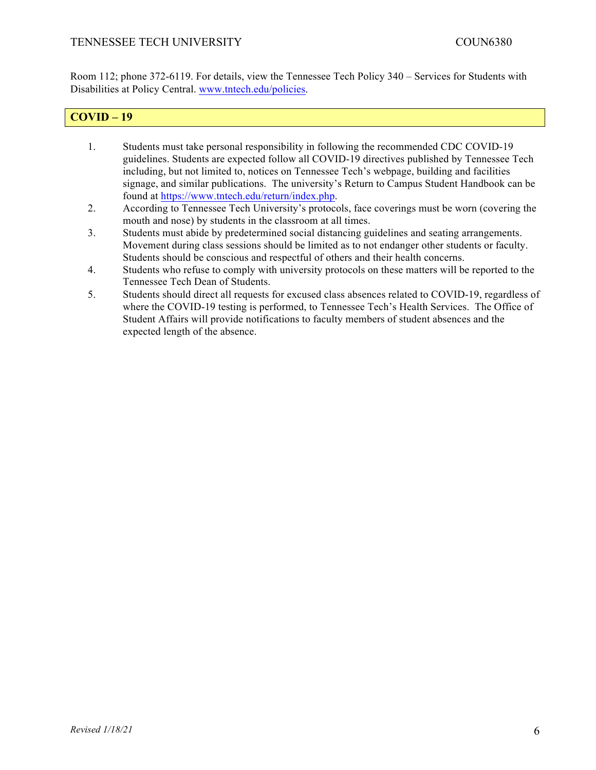Room 112; phone 372-6119. For details, view the Tennessee Tech Policy 340 – Services for Students with Disabilities at Policy Central. www.tntech.edu/policies.

## COVID – 19

1. Students must take personal responsibility in following the recommended CDC COVID-19 guidelines. Students are expected follow all COVID-19 directives published by Tennessee Tech including, but not limited to, notices on Tennessee Tech's webpage, building and facilities signage, and similar publications. The university's Return to Campus Student Handbook can be found at https://www.tntech.edu/return/index.php.
2. According to Tennessee Tech University's protocols, face coverings must be worn (covering the mouth and nose) by students in the classroom at all times.
3. Students must abide by predetermined social distancing guidelines and seating arrangements. Movement during class sessions should be limited as to not endanger other students or faculty. Students should be conscious and respectful of others and their health concerns.
4. Students who refuse to comply with university protocols on these matters will be reported to the Tennessee Tech Dean of Students.
5. Students should direct all requests for excused class absences related to COVID-19, regardless of where the COVID-19 testing is performed, to Tennessee Tech's Health Services. The Office of Student Affairs will provide notifications to faculty members of student absences and the expected length of the absence.

*Revised 1/18/21*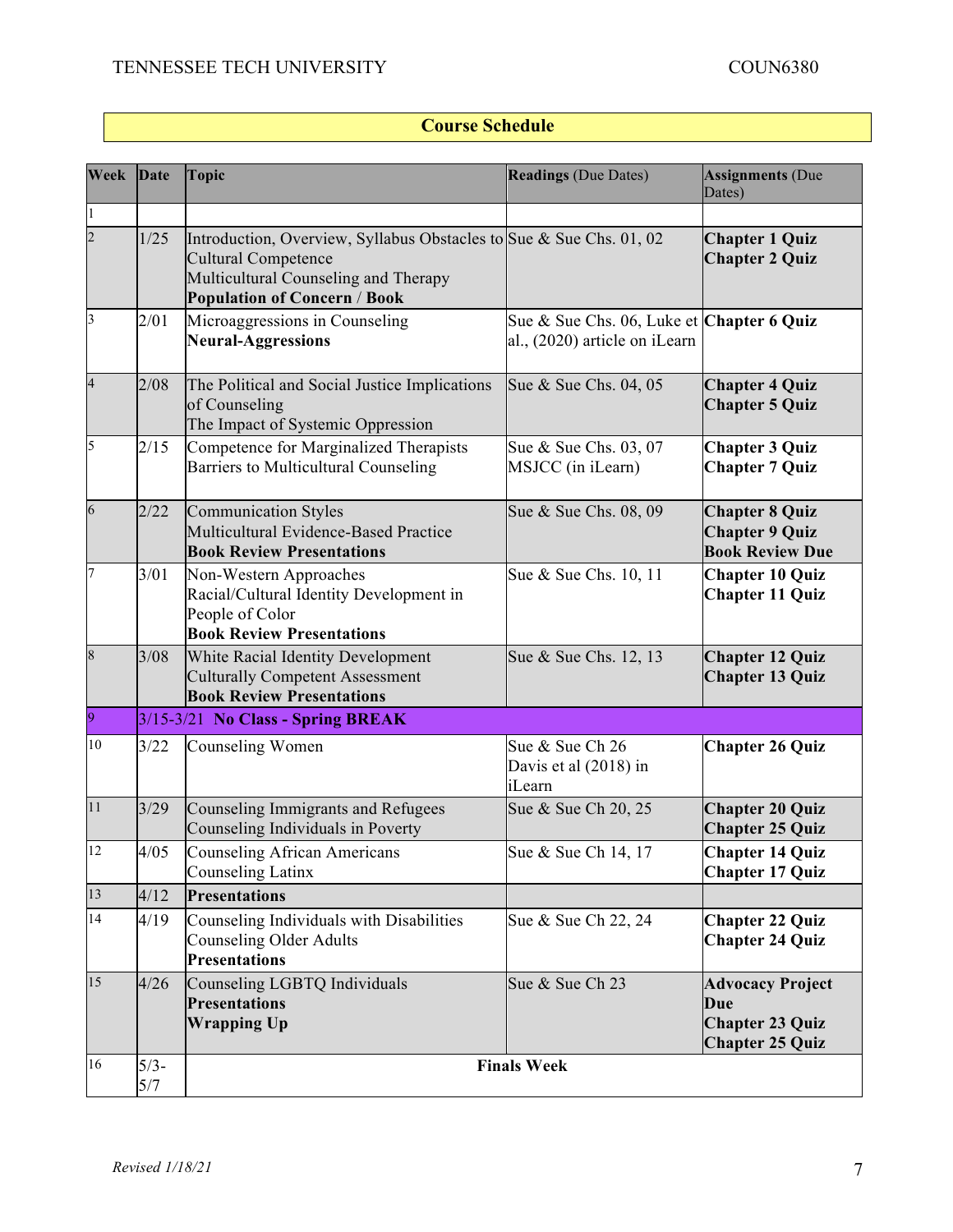## Course Schedule

| Week | Date | Topic | Readings (Due Dates) | Assignments (Due Dates) |
|---|---|---|---|---|
| 1 | | | | |
| 2 | 1/25 | Introduction, Overview, Syllabus Obstacles to Cultural Competence<br>Multicultural Counseling and Therapy<br>**Population of Concern / Book** | Sue & Sue Chs. 01, 02 | **Chapter 1 Quiz**<br>**Chapter 2 Quiz** |
| 3 | 2/01 | Microaggressions in Counseling<br>**Neural-Aggressions** | Sue & Sue Chs. 06, Luke et al., (2020) article on iLearn | **Chapter 6 Quiz** |
| 4 | 2/08 | The Political and Social Justice Implications of Counseling<br>The Impact of Systemic Oppression | Sue & Sue Chs. 04, 05 | **Chapter 4 Quiz**<br>**Chapter 5 Quiz** |
| 5 | 2/15 | Competence for Marginalized Therapists<br>Barriers to Multicultural Counseling | Sue & Sue Chs. 03, 07<br>MSJCC (in iLearn) | **Chapter 3 Quiz**<br>**Chapter 7 Quiz** |
| 6 | 2/22 | Communication Styles<br>Multicultural Evidence-Based Practice<br>**Book Review Presentations** | Sue & Sue Chs. 08, 09 | **Chapter 8 Quiz**<br>**Chapter 9 Quiz**<br>**Book Review Due** |
| 7 | 3/01 | Non-Western Approaches<br>Racial/Cultural Identity Development in People of Color<br>**Book Review Presentations** | Sue & Sue Chs. 10, 11 | **Chapter 10 Quiz**<br>**Chapter 11 Quiz** |
| 8 | 3/08 | White Racial Identity Development<br>Culturally Competent Assessment<br>**Book Review Presentations** | Sue & Sue Chs. 12, 13 | **Chapter 12 Quiz**<br>**Chapter 13 Quiz** |
| 9 | 3/15-3/21 **No Class - Spring BREAK** | | | |
| 10 | 3/22 | Counseling Women | Sue & Sue Ch 26<br>Davis et al (2018) in iLearn | **Chapter 26 Quiz** |
| 11 | 3/29 | Counseling Immigrants and Refugees<br>Counseling Individuals in Poverty | Sue & Sue Ch 20, 25 | **Chapter 20 Quiz**<br>**Chapter 25 Quiz** |
| 12 | 4/05 | Counseling African Americans<br>Counseling Latinx | Sue & Sue Ch 14, 17 | **Chapter 14 Quiz**<br>**Chapter 17 Quiz** |
| 13 | 4/12 | **Presentations** | | |
| 14 | 4/19 | Counseling Individuals with Disabilities<br>Counseling Older Adults<br>**Presentations** | Sue & Sue Ch 22, 24 | **Chapter 22 Quiz**<br>**Chapter 24 Quiz** |
| 15 | 4/26 | Counseling LGBTQ Individuals<br>**Presentations**<br>**Wrapping Up** | Sue & Sue Ch 23 | **Advocacy Project Due**<br>**Chapter 23 Quiz**<br>**Chapter 25 Quiz** |
| 16 | 5/3-5/7 | **Finals Week** | | |

*Revised 1/18/21*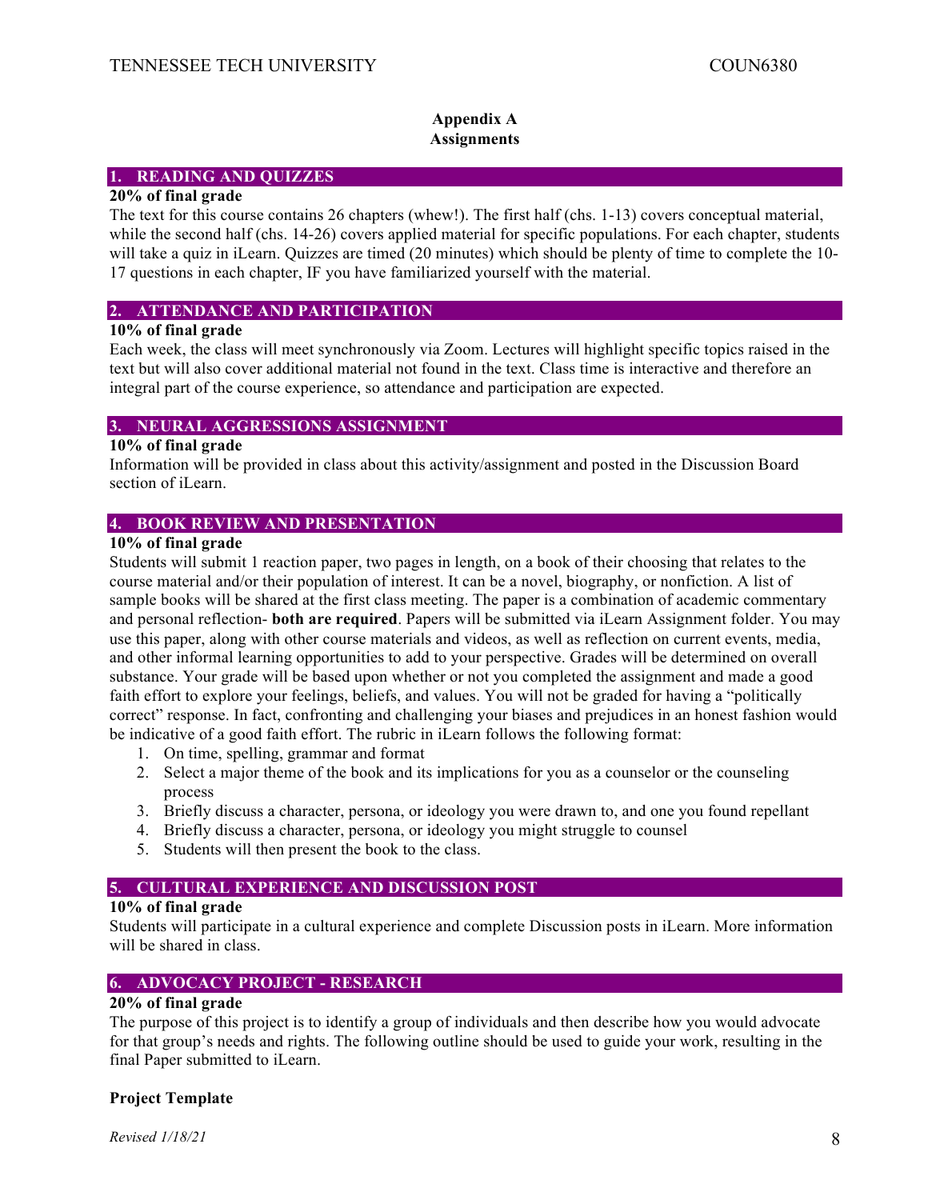## Appendix A
## Assignments

### 1. READING AND QUIZZES

**20% of final grade**

The text for this course contains 26 chapters (whew!). The first half (chs. 1-13) covers conceptual material, while the second half (chs. 14-26) covers applied material for specific populations. For each chapter, students will take a quiz in iLearn. Quizzes are timed (20 minutes) which should be plenty of time to complete the 10-17 questions in each chapter, IF you have familiarized yourself with the material.

### 2. ATTENDANCE AND PARTICIPATION

**10% of final grade**

Each week, the class will meet synchronously via Zoom. Lectures will highlight specific topics raised in the text but will also cover additional material not found in the text. Class time is interactive and therefore an integral part of the course experience, so attendance and participation are expected.

### 3. NEURAL AGGRESSIONS ASSIGNMENT

**10% of final grade**

Information will be provided in class about this activity/assignment and posted in the Discussion Board section of iLearn.

### 4. BOOK REVIEW AND PRESENTATION

**10% of final grade**

Students will submit 1 reaction paper, two pages in length, on a book of their choosing that relates to the course material and/or their population of interest. It can be a novel, biography, or nonfiction. A list of sample books will be shared at the first class meeting. The paper is a combination of academic commentary and personal reflection- **both are required**. Papers will be submitted via iLearn Assignment folder. You may use this paper, along with other course materials and videos, as well as reflection on current events, media, and other informal learning opportunities to add to your perspective. Grades will be determined on overall substance. Your grade will be based upon whether or not you completed the assignment and made a good faith effort to explore your feelings, beliefs, and values. You will not be graded for having a "politically correct" response. In fact, confronting and challenging your biases and prejudices in an honest fashion would be indicative of a good faith effort. The rubric in iLearn follows the following format:

1. On time, spelling, grammar and format
2. Select a major theme of the book and its implications for you as a counselor or the counseling process
3. Briefly discuss a character, persona, or ideology you were drawn to, and one you found repellant
4. Briefly discuss a character, persona, or ideology you might struggle to counsel
5. Students will then present the book to the class.

### 5. CULTURAL EXPERIENCE AND DISCUSSION POST

**10% of final grade**

Students will participate in a cultural experience and complete Discussion posts in iLearn. More information will be shared in class.

### 6. ADVOCACY PROJECT - RESEARCH

**20% of final grade**

The purpose of this project is to identify a group of individuals and then describe how you would advocate for that group's needs and rights. The following outline should be used to guide your work, resulting in the final Paper submitted to iLearn.

**Project Template**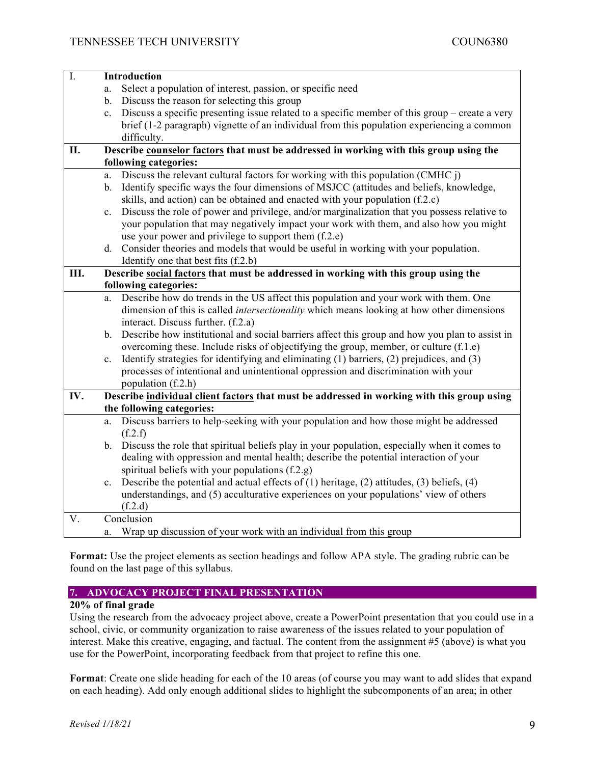| | |
|---|---|
| I. | **Introduction** |
| | a. Select a population of interest, passion, or specific need<br>b. Discuss the reason for selecting this group<br>c. Discuss a specific presenting issue related to a specific member of this group – create a very brief (1-2 paragraph) vignette of an individual from this population experiencing a common difficulty. |
| **II.** | **Describe <u>counselor factors</u> that must be addressed in working with this group using the following categories:** |
| | a. Discuss the relevant cultural factors for working with this population (CMHC j)<br>b. Identify specific ways the four dimensions of MSJCC (attitudes and beliefs, knowledge, skills, and action) can be obtained and enacted with your population (f.2.c)<br>c. Discuss the role of power and privilege, and/or marginalization that you possess relative to your population that may negatively impact your work with them, and also how you might use your power and privilege to support them (f.2.e)<br>d. Consider theories and models that would be useful in working with your population. Identify one that best fits (f.2.b) |
| **III.** | **Describe <u>social factors</u> that must be addressed in working with this group using the following categories:** |
| | a. Describe how do trends in the US affect this population and your work with them. One dimension of this is called *intersectionality* which means looking at how other dimensions interact. Discuss further. (f.2.a)<br>b. Describe how institutional and social barriers affect this group and how you plan to assist in overcoming these. Include risks of objectifying the group, member, or culture (f.1.e)<br>c. Identify strategies for identifying and eliminating (1) barriers, (2) prejudices, and (3) processes of intentional and unintentional oppression and discrimination with your population (f.2.h) |
| **IV.** | **Describe <u>individual client factors</u> that must be addressed in working with this group using the following categories:** |
| | a. Discuss barriers to help-seeking with your population and how those might be addressed (f.2.f)<br>b. Discuss the role that spiritual beliefs play in your population, especially when it comes to dealing with oppression and mental health; describe the potential interaction of your spiritual beliefs with your populations (f.2.g)<br>c. Describe the potential and actual effects of (1) heritage, (2) attitudes, (3) beliefs, (4) understandings, and (5) acculturative experiences on your populations' view of others (f.2.d) |
| V. | Conclusion |
| | a. Wrap up discussion of your work with an individual from this group |

**Format:** Use the project elements as section headings and follow APA style. The grading rubric can be found on the last page of this syllabus.

## 7. ADVOCACY PROJECT FINAL PRESENTATION

**20% of final grade**

Using the research from the advocacy project above, create a PowerPoint presentation that you could use in a school, civic, or community organization to raise awareness of the issues related to your population of interest. Make this creative, engaging, and factual. The content from the assignment #5 (above) is what you use for the PowerPoint, incorporating feedback from that project to refine this one.

**Format**: Create one slide heading for each of the 10 areas (of course you may want to add slides that expand on each heading). Add only enough additional slides to highlight the subcomponents of an area; in other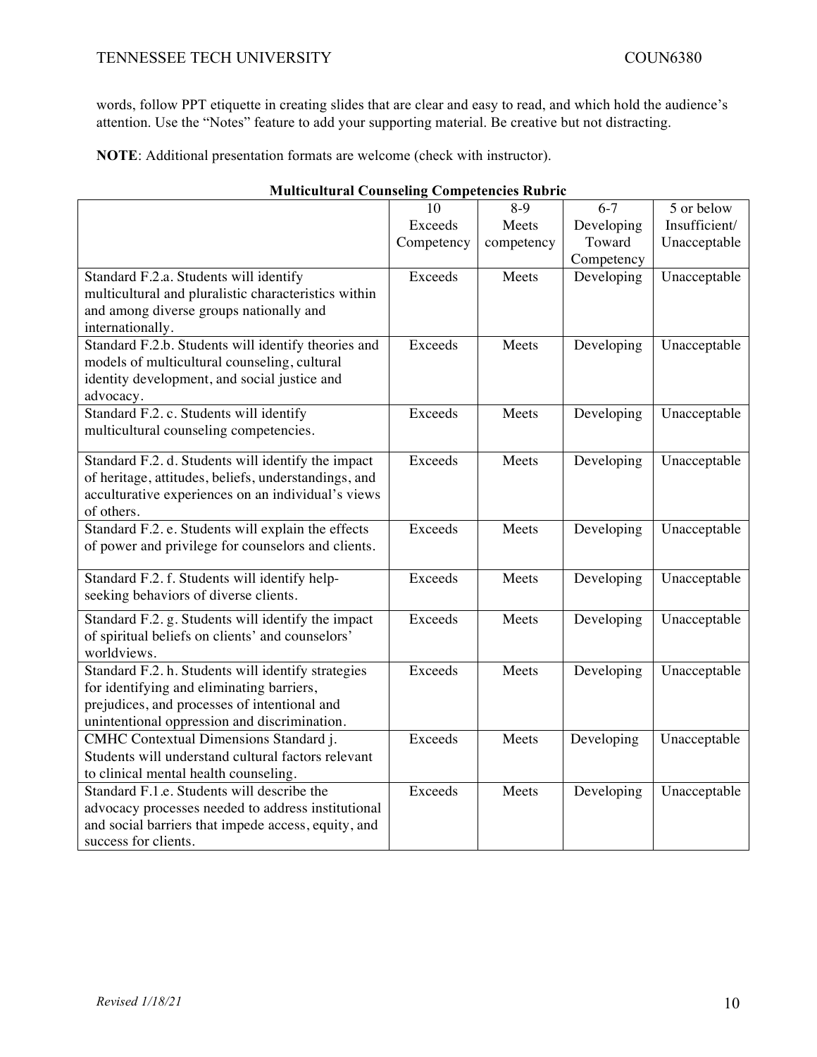words, follow PPT etiquette in creating slides that are clear and easy to read, and which hold the audience's attention. Use the "Notes" feature to add your supporting material. Be creative but not distracting.

**NOTE**: Additional presentation formats are welcome (check with instructor).

**Multicultural Counseling Competencies Rubric**

| | 10 Exceeds Competency | 8-9 Meets competency | 6-7 Developing Toward Competency | 5 or below Insufficient/ Unacceptable |
|---|---|---|---|---|
| Standard F.2.a. Students will identify multicultural and pluralistic characteristics within and among diverse groups nationally and internationally. | Exceeds | Meets | Developing | Unacceptable |
| Standard F.2.b. Students will identify theories and models of multicultural counseling, cultural identity development, and social justice and advocacy. | Exceeds | Meets | Developing | Unacceptable |
| Standard F.2. c. Students will identify multicultural counseling competencies. | Exceeds | Meets | Developing | Unacceptable |
| Standard F.2. d. Students will identify the impact of heritage, attitudes, beliefs, understandings, and acculturative experiences on an individual's views of others. | Exceeds | Meets | Developing | Unacceptable |
| Standard F.2. e. Students will explain the effects of power and privilege for counselors and clients. | Exceeds | Meets | Developing | Unacceptable |
| Standard F.2. f. Students will identify help-seeking behaviors of diverse clients. | Exceeds | Meets | Developing | Unacceptable |
| Standard F.2. g. Students will identify the impact of spiritual beliefs on clients' and counselors' worldviews. | Exceeds | Meets | Developing | Unacceptable |
| Standard F.2. h. Students will identify strategies for identifying and eliminating barriers, prejudices, and processes of intentional and unintentional oppression and discrimination. | Exceeds | Meets | Developing | Unacceptable |
| CMHC Contextual Dimensions Standard j. Students will understand cultural factors relevant to clinical mental health counseling. | Exceeds | Meets | Developing | Unacceptable |
| Standard F.1.e. Students will describe the advocacy processes needed to address institutional and social barriers that impede access, equity, and success for clients. | Exceeds | Meets | Developing | Unacceptable |